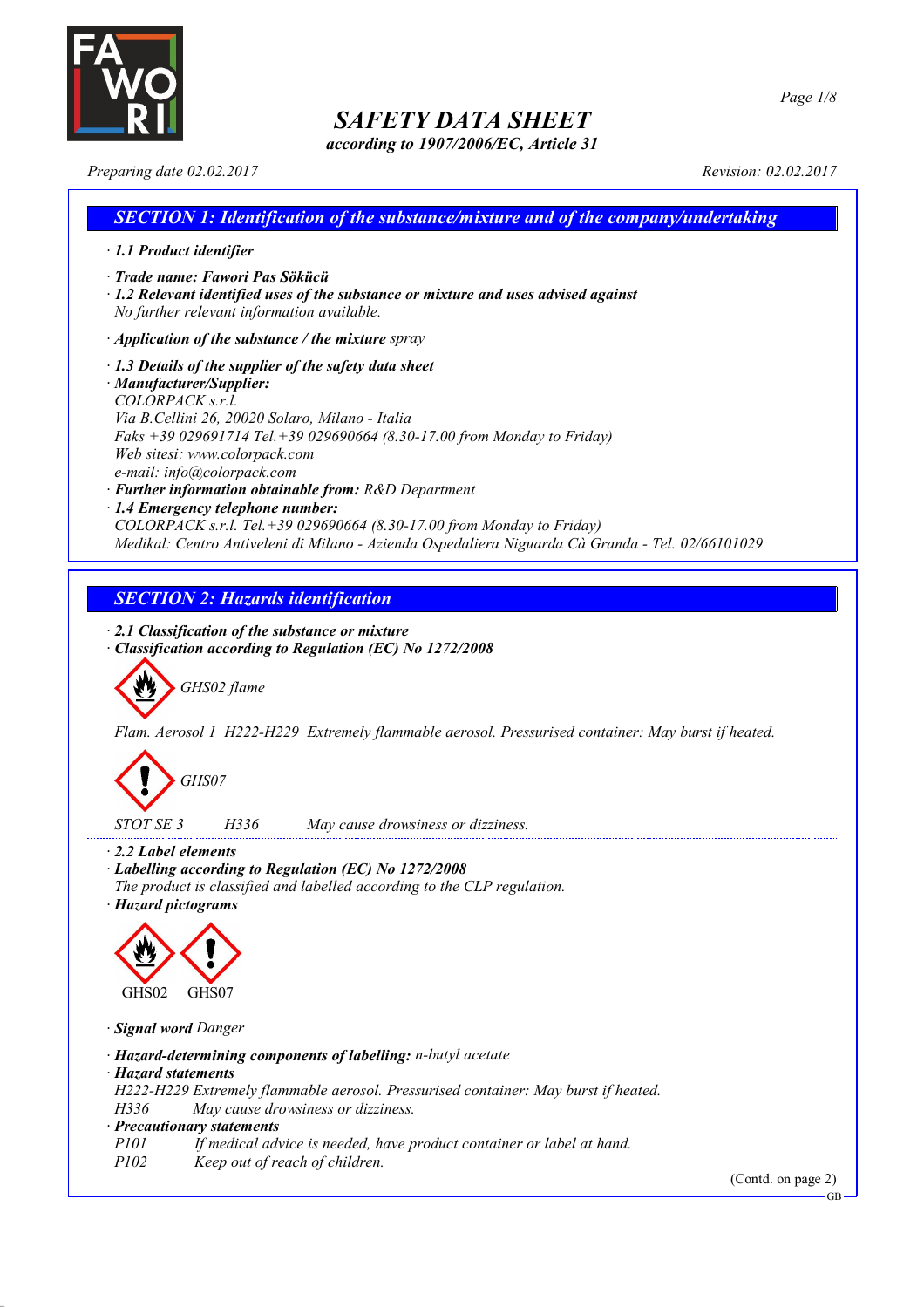# SAFETY DATA SHEET

*according to 1907/2006/EC, Article 31*

*Preparing date 02.02.2017* *Revision: 02.02.2017*

## SECTION 1: Identification of the substance/mixture and of the company/undertaking

· ***1.1 Product identifier***

· ***Trade name: Fawori Pas Sökücü***

· ***1.2 Relevant identified uses of the substance or mixture and uses advised against***
*No further relevant information available.*

· ***Application of the substance / the mixture*** *spray*

· ***1.3 Details of the supplier of the safety data sheet***

· ***Manufacturer/Supplier:***
*COLORPACK s.r.l.*
*Via B.Cellini 26, 20020 Solaro, Milano - Italia*
*Faks +39 029691714 Tel.+39 029690664 (8.30-17.00 from Monday to Friday)*
*Web sitesi: www.colorpack.com*
*e-mail: info@colorpack.com*

· ***Further information obtainable from:*** *R&D Department*

· ***1.4 Emergency telephone number:***
*COLORPACK s.r.l. Tel.+39 029690664 (8.30-17.00 from Monday to Friday)*
*Medikal: Centro Antiveleni di Milano - Azienda Ospedaliera Niguarda Cà Granda - Tel. 02/66101029*

## SECTION 2: Hazards identification

· ***2.1 Classification of the substance or mixture***

· ***Classification according to Regulation (EC) No 1272/2008***

*GHS02 flame*

*Flam. Aerosol 1 H222-H229 Extremely flammable aerosol. Pressurised container: May burst if heated.*

*GHS07*

*STOT SE 3 H336 May cause drowsiness or dizziness.*

· ***2.2 Label elements***

· ***Labelling according to Regulation (EC) No 1272/2008***
*The product is classified and labelled according to the CLP regulation.*

· ***Hazard pictograms***

GHS02 GHS07

· ***Signal word*** *Danger*

· ***Hazard-determining components of labelling:*** *n-butyl acetate*

· ***Hazard statements***
*H222-H229 Extremely flammable aerosol. Pressurised container: May burst if heated.*
*H336 May cause drowsiness or dizziness.*

· ***Precautionary statements***
*P101 If medical advice is needed, have product container or label at hand.*
*P102 Keep out of reach of children.*

(Contd. on page 2)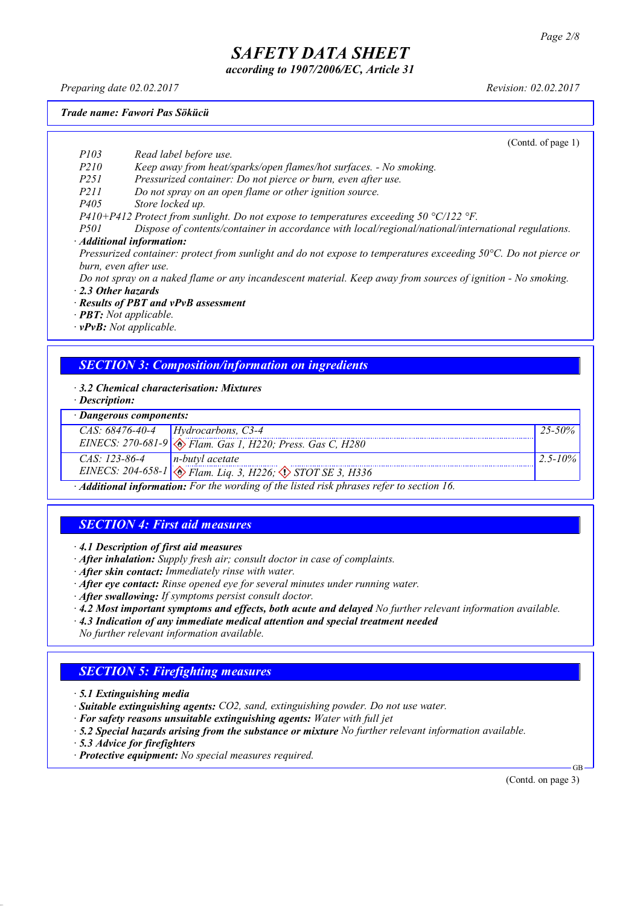# SAFETY DATA SHEET

*according to 1907/2006/EC, Article 31*

*Preparing date 02.02.2017* — *Revision: 02.02.2017*

**Trade name: Fawori Pas Sökücü**

(Contd. of page 1)

- P103 Read label before use.
- P210 Keep away from heat/sparks/open flames/hot surfaces. - No smoking.
- P251 Pressurized container: Do not pierce or burn, even after use.
- P211 Do not spray on an open flame or other ignition source.
- P405 Store locked up.
- P410+P412 Protect from sunlight. Do not expose to temperatures exceeding 50 °C/122 °F.
- P501 Dispose of contents/container in accordance with local/regional/national/international regulations.

· **Additional information:**

Pressurized container: protect from sunlight and do not expose to temperatures exceeding 50°C. Do not pierce or burn, even after use.

Do not spray on a naked flame or any incandescent material. Keep away from sources of ignition - No smoking.

· **2.3 Other hazards**

· **Results of PBT and vPvB assessment**

· **PBT:** Not applicable.

· **vPvB:** Not applicable.

## SECTION 3: Composition/information on ingredients

· **3.2 Chemical characterisation: Mixtures**

· **Description:**

· **Dangerous components:**

| Identifiers | Component | Concentration |
|---|---|---|
| CAS: 68476-40-4<br>EINECS: 270-681-9 | Hydrocarbons, C3-4<br>Flam. Gas 1, H220; Press. Gas C, H280 | 25-50% |
| CAS: 123-86-4<br>EINECS: 204-658-1 | n-butyl acetate<br>Flam. Liq. 3, H226; STOT SE 3, H336 | 2.5-10% |

· **Additional information:** For the wording of the listed risk phrases refer to section 16.

## SECTION 4: First aid measures

· **4.1 Description of first aid measures**

· **After inhalation:** Supply fresh air; consult doctor in case of complaints.

· **After skin contact:** Immediately rinse with water.

· **After eye contact:** Rinse opened eye for several minutes under running water.

· **After swallowing:** If symptoms persist consult doctor.

· **4.2 Most important symptoms and effects, both acute and delayed** No further relevant information available.

· **4.3 Indication of any immediate medical attention and special treatment needed**

No further relevant information available.

## SECTION 5: Firefighting measures

· **5.1 Extinguishing media**

· **Suitable extinguishing agents:** $CO_2$, sand, extinguishing powder. Do not use water.

· **For safety reasons unsuitable extinguishing agents:** Water with full jet

· **5.2 Special hazards arising from the substance or mixture** No further relevant information available.

· **5.3 Advice for firefighters**

· **Protective equipment:** No special measures required.

(Contd. on page 3)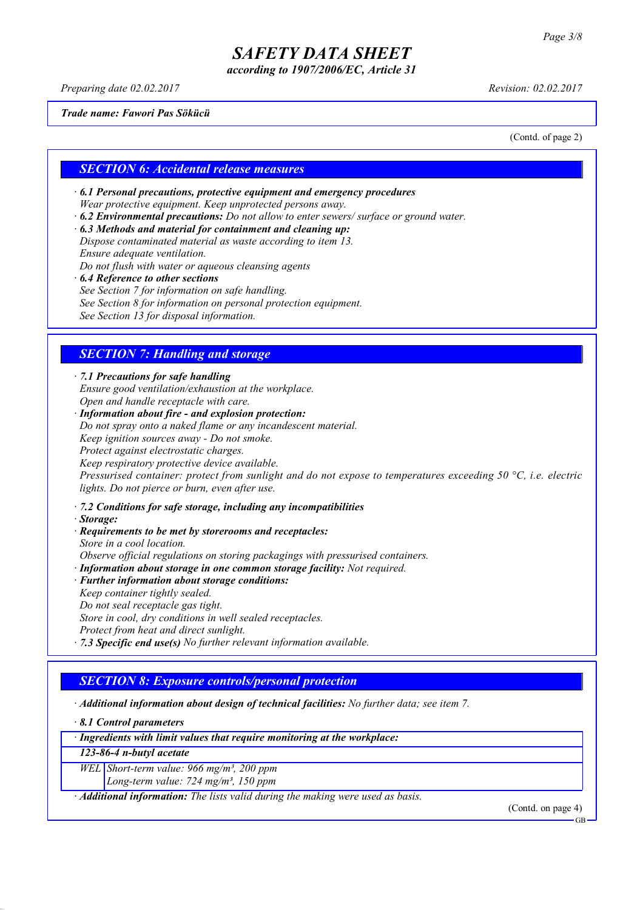**Trade name: Fawori Pas Sökücü**

(Contd. of page 2)

## SECTION 6: Accidental release measures

· **6.1 Personal precautions, protective equipment and emergency procedures**
Wear protective equipment. Keep unprotected persons away.
· **6.2 Environmental precautions:** Do not allow to enter sewers/ surface or ground water.
· **6.3 Methods and material for containment and cleaning up:**
Dispose contaminated material as waste according to item 13.
Ensure adequate ventilation.
Do not flush with water or aqueous cleansing agents
· **6.4 Reference to other sections**
See Section 7 for information on safe handling.
See Section 8 for information on personal protection equipment.
See Section 13 for disposal information.

## SECTION 7: Handling and storage

· **7.1 Precautions for safe handling**
Ensure good ventilation/exhaustion at the workplace.
Open and handle receptacle with care.
· **Information about fire - and explosion protection:**
Do not spray onto a naked flame or any incandescent material.
Keep ignition sources away - Do not smoke.
Protect against electrostatic charges.
Keep respiratory protective device available.
Pressurised container: protect from sunlight and do not expose to temperatures exceeding 50 °C, i.e. electric lights. Do not pierce or burn, even after use.

· **7.2 Conditions for safe storage, including any incompatibilities**
· **Storage:**
· **Requirements to be met by storerooms and receptacles:**
Store in a cool location.
Observe official regulations on storing packagings with pressurised containers.
· **Information about storage in one common storage facility:** Not required.
· **Further information about storage conditions:**
Keep container tightly sealed.
Do not seal receptacle gas tight.
Store in cool, dry conditions in well sealed receptacles.
Protect from heat and direct sunlight.
· **7.3 Specific end use(s)** No further relevant information available.

## SECTION 8: Exposure controls/personal protection

· **Additional information about design of technical facilities:** No further data; see item 7.

· **8.1 Control parameters**

| · Ingredients with limit values that require monitoring at the workplace: | |
|---|---|
| **123-86-4 n-butyl acetate** | |
| WEL | Short-term value: 966 mg/m³, 200 ppm<br>Long-term value: 724 mg/m³, 150 ppm |

· **Additional information:** The lists valid during the making were used as basis.

(Contd. on page 4)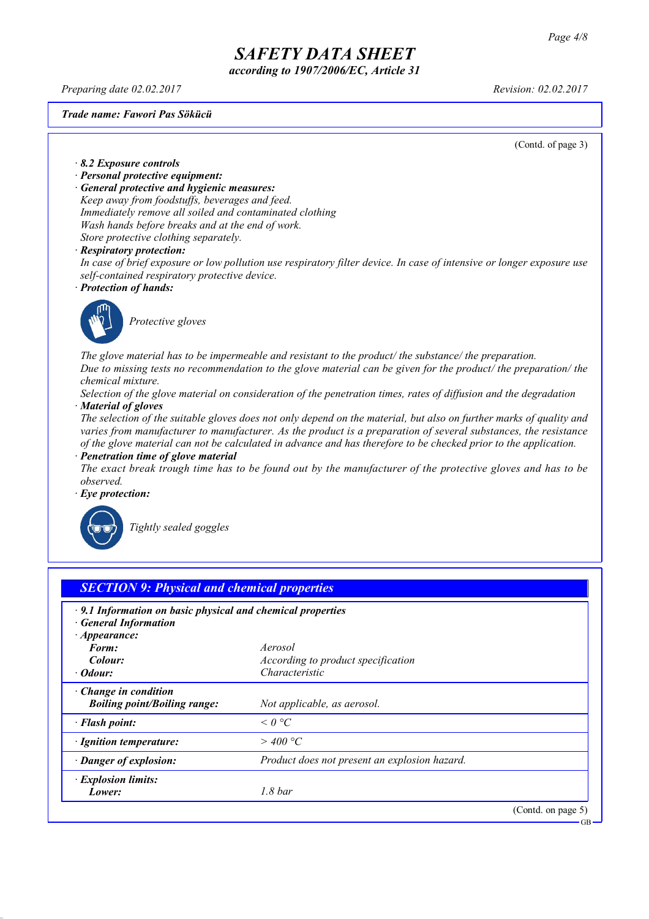**Trade name: Fawori Pas Sökücü**

(Contd. of page 3)

· **8.2 Exposure controls**

· **Personal protective equipment:**

· **General protective and hygienic measures:**

*Keep away from foodstuffs, beverages and feed.*
*Immediately remove all soiled and contaminated clothing*
*Wash hands before breaks and at the end of work.*
*Store protective clothing separately.*

· **Respiratory protection:**

*In case of brief exposure or low pollution use respiratory filter device. In case of intensive or longer exposure use self-contained respiratory protective device.*

· **Protection of hands:**

*Protective gloves*

*The glove material has to be impermeable and resistant to the product/ the substance/ the preparation.*
*Due to missing tests no recommendation to the glove material can be given for the product/ the preparation/ the chemical mixture.*
*Selection of the glove material on consideration of the penetration times, rates of diffusion and the degradation*

· **Material of gloves**

*The selection of the suitable gloves does not only depend on the material, but also on further marks of quality and varies from manufacturer to manufacturer. As the product is a preparation of several substances, the resistance of the glove material can not be calculated in advance and has therefore to be checked prior to the application.*

· **Penetration time of glove material**

*The exact break trough time has to be found out by the manufacturer of the protective gloves and has to be observed.*

· **Eye protection:**

*Tightly sealed goggles*

## SECTION 9: Physical and chemical properties

· **9.1 Information on basic physical and chemical properties**

· **General Information**

| | |
|---|---|
| · **Appearance:** | |
| **Form:** | *Aerosol* |
| **Colour:** | *According to product specification* |
| · **Odour:** | *Characteristic* |
| · **Change in condition** | |
| **Boiling point/Boiling range:** | *Not applicable, as aerosol.* |
| · **Flash point:** | *< 0 °C* |
| · **Ignition temperature:** | *> 400 °C* |
| · **Danger of explosion:** | *Product does not present an explosion hazard.* |
| · **Explosion limits:** | |
| **Lower:** | *1.8 bar* |

(Contd. on page 5)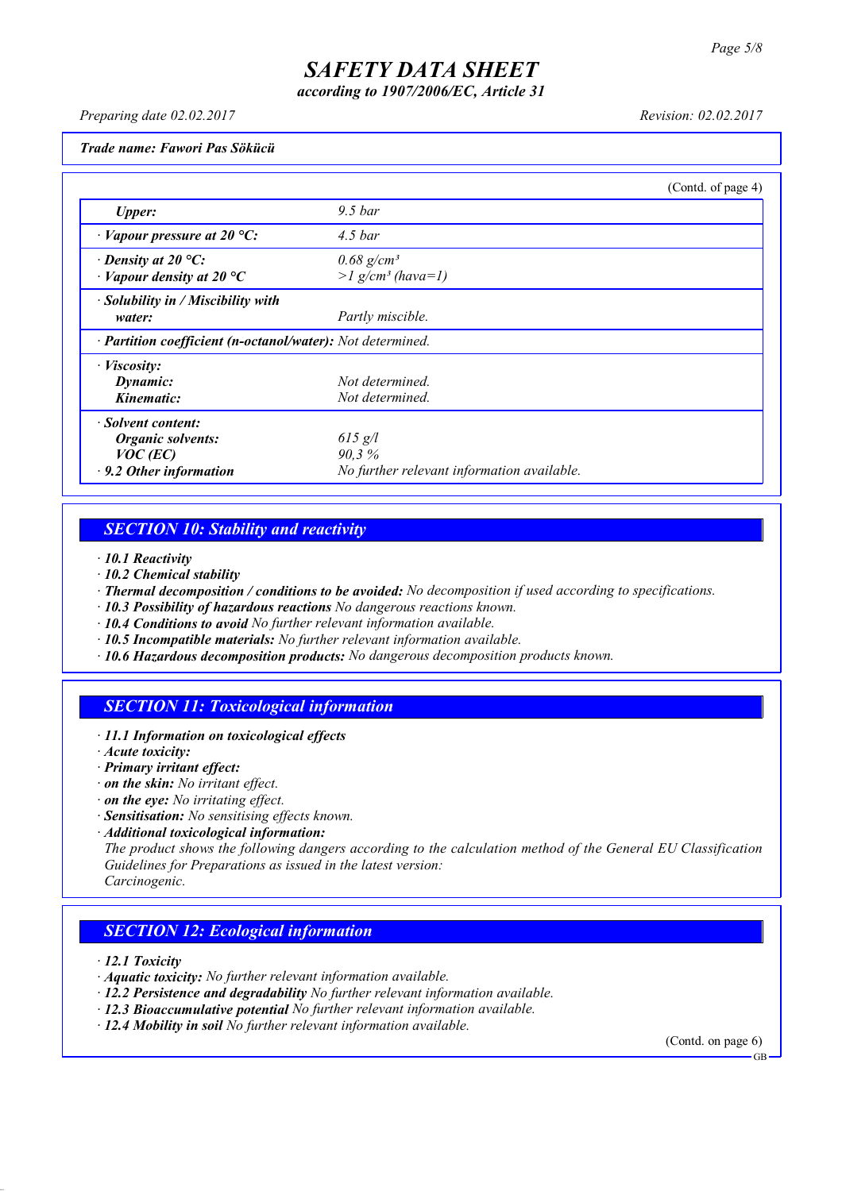# SAFETY DATA SHEET

**according to 1907/2006/EC, Article 31**

*Preparing date 02.02.2017* | *Revision: 02.02.2017*

**Trade name: Fawori Pas Sökücü**

(Contd. of page 4)

| | |
|---|---|
| **Upper:** | 9.5 bar |
| · **Vapour pressure at 20 °C:** | 4.5 bar |
| · **Density at 20 °C:** | 0.68 g/cm³ |
| · **Vapour density at 20 °C** | >1 g/cm³ (hava=1) |
| · **Solubility in / Miscibility with water:** | Partly miscible. |
| · **Partition coefficient (n-octanol/water):** | Not determined. |
| · **Viscosity:** | |
| **Dynamic:** | Not determined. |
| **Kinematic:** | Not determined. |
| · **Solvent content:** | |
| **Organic solvents:** | 615 g/l |
| **VOC (EC)** | 90,3 % |
| · **9.2 Other information** | No further relevant information available. |

## SECTION 10: Stability and reactivity

- · **10.1 Reactivity**
- · **10.2 Chemical stability**
- · **Thermal decomposition / conditions to be avoided:** No decomposition if used according to specifications.
- · **10.3 Possibility of hazardous reactions** No dangerous reactions known.
- · **10.4 Conditions to avoid** No further relevant information available.
- · **10.5 Incompatible materials:** No further relevant information available.
- · **10.6 Hazardous decomposition products:** No dangerous decomposition products known.

## SECTION 11: Toxicological information

- · **11.1 Information on toxicological effects**
- · **Acute toxicity:**
- · **Primary irritant effect:**
- · **on the skin:** No irritant effect.
- · **on the eye:** No irritating effect.
- · **Sensitisation:** No sensitising effects known.
- · **Additional toxicological information:**

  The product shows the following dangers according to the calculation method of the General EU Classification Guidelines for Preparations as issued in the latest version:

  Carcinogenic.

## SECTION 12: Ecological information

- · **12.1 Toxicity**
- · **Aquatic toxicity:** No further relevant information available.
- · **12.2 Persistence and degradability** No further relevant information available.
- · **12.3 Bioaccumulative potential** No further relevant information available.
- · **12.4 Mobility in soil** No further relevant information available.

(Contd. on page 6)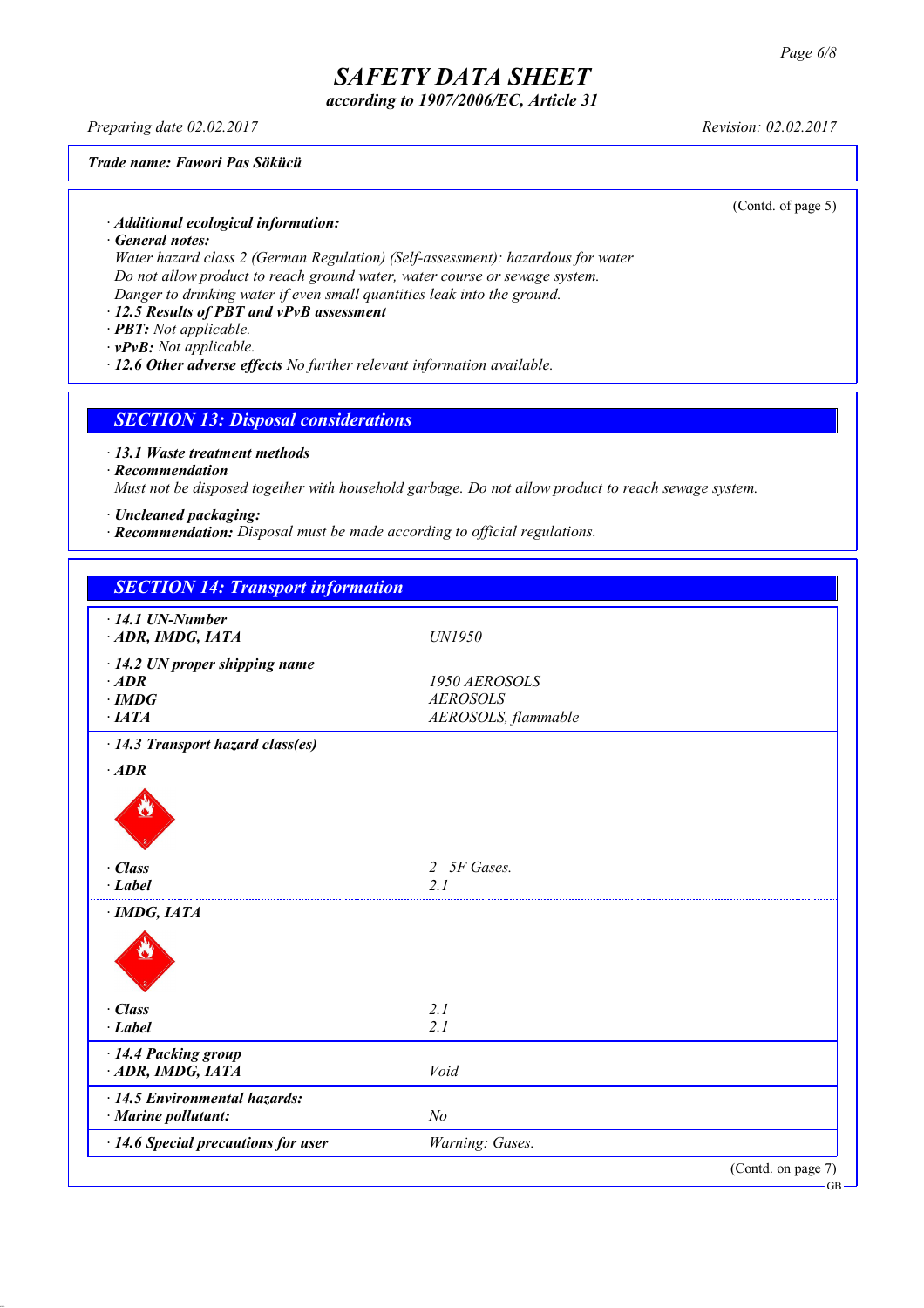Trade name: Fawori Pas Sökücü

(Contd. of page 5)

· **Additional ecological information:**
· **General notes:**
Water hazard class 2 (German Regulation) (Self-assessment): hazardous for water
Do not allow product to reach ground water, water course or sewage system.
Danger to drinking water if even small quantities leak into the ground.
· **12.5 Results of PBT and vPvB assessment**
· **PBT:** Not applicable.
· **vPvB:** Not applicable.
· **12.6 Other adverse effects** No further relevant information available.

## SECTION 13: Disposal considerations

· **13.1 Waste treatment methods**
· **Recommendation**
Must not be disposed together with household garbage. Do not allow product to reach sewage system.

· **Uncleaned packaging:**
· **Recommendation:** Disposal must be made according to official regulations.

## SECTION 14: Transport information

| | |
|---|---|
| · **14.1 UN-Number** | |
| · **ADR, IMDG, IATA** | UN1950 |
| · **14.2 UN proper shipping name** | |
| · **ADR** | 1950 AEROSOLS |
| · **IMDG** | AEROSOLS |
| · **IATA** | AEROSOLS, flammable |
| · **14.3 Transport hazard class(es)** | |
| · **ADR** | |
| · **Class** | 2 5F Gases. |
| · **Label** | 2.1 |
| · **IMDG, IATA** | |
| · **Class** | 2.1 |
| · **Label** | 2.1 |
| · **14.4 Packing group** | |
| · **ADR, IMDG, IATA** | Void |
| · **14.5 Environmental hazards:** | |
| · **Marine pollutant:** | No |
| · **14.6 Special precautions for user** | Warning: Gases. |

(Contd. on page 7)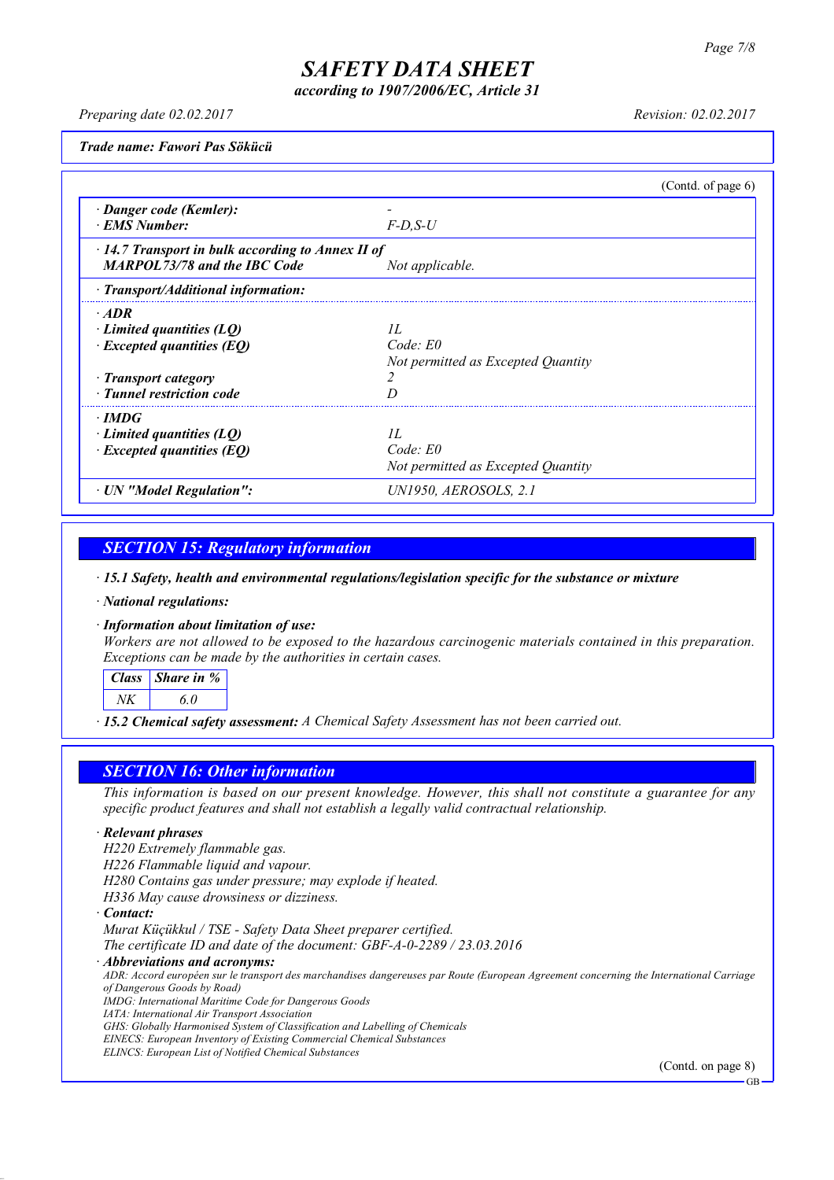# SAFETY DATA SHEET

*according to 1907/2006/EC, Article 31*

*Preparing date 02.02.2017* *Revision: 02.02.2017*

***Trade name: Fawori Pas Sökücü***

(Contd. of page 6)

| | |
|---|---|
| · **Danger code (Kemler):** | - |
| · **EMS Number:** | F-D,S-U |
| · **14.7 Transport in bulk according to Annex II of MARPOL73/78 and the IBC Code** | Not applicable. |
| · **Transport/Additional information:** | |
| · **ADR** | |
| · **Limited quantities (LQ)** | 1L |
| · **Excepted quantities (EQ)** | Code: E0<br>Not permitted as Excepted Quantity |
| · **Transport category** | 2 |
| · **Tunnel restriction code** | D |
| · **IMDG** | |
| · **Limited quantities (LQ)** | 1L |
| · **Excepted quantities (EQ)** | Code: E0<br>Not permitted as Excepted Quantity |
| · **UN "Model Regulation":** | UN1950, AEROSOLS, 2.1 |

## SECTION 15: Regulatory information

· ***15.1 Safety, health and environmental regulations/legislation specific for the substance or mixture***

· ***National regulations:***

· ***Information about limitation of use:***
*Workers are not allowed to be exposed to the hazardous carcinogenic materials contained in this preparation. Exceptions can be made by the authorities in certain cases.*

| Class | Share in % |
|---|---|
| NK | 6.0 |

· ***15.2 Chemical safety assessment:*** *A Chemical Safety Assessment has not been carried out.*

## SECTION 16: Other information

*This information is based on our present knowledge. However, this shall not constitute a guarantee for any specific product features and shall not establish a legally valid contractual relationship.*

· ***Relevant phrases***
*H220 Extremely flammable gas.*
*H226 Flammable liquid and vapour.*
*H280 Contains gas under pressure; may explode if heated.*
*H336 May cause drowsiness or dizziness.*

· ***Contact:***
*Murat Küçükkul / TSE - Safety Data Sheet preparer certified.*
*The certificate ID and date of the document: GBF-A-0-2289 / 23.03.2016*

· ***Abbreviations and acronyms:***
*ADR: Accord européen sur le transport des marchandises dangereuses par Route (European Agreement concerning the International Carriage of Dangerous Goods by Road)*
*IMDG: International Maritime Code for Dangerous Goods*
*IATA: International Air Transport Association*
*GHS: Globally Harmonised System of Classification and Labelling of Chemicals*
*EINECS: European Inventory of Existing Commercial Chemical Substances*
*ELINCS: European List of Notified Chemical Substances*

(Contd. on page 8)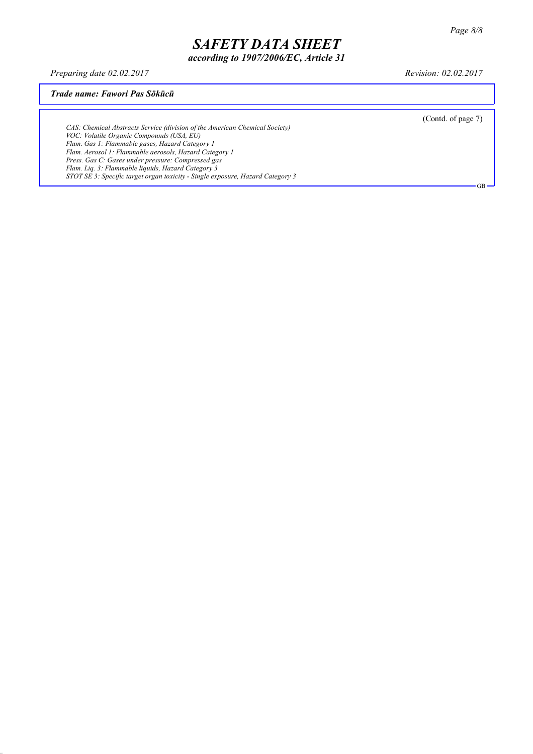*Trade name: Fawori Pas Sökücü*

(Contd. of page 7)

*CAS: Chemical Abstracts Service (division of the American Chemical Society)*
*VOC: Volatile Organic Compounds (USA, EU)*
*Flam. Gas 1: Flammable gases, Hazard Category 1*
*Flam. Aerosol 1: Flammable aerosols, Hazard Category 1*
*Press. Gas C: Gases under pressure: Compressed gas*
*Flam. Liq. 3: Flammable liquids, Hazard Category 3*
*STOT SE 3: Specific target organ toxicity - Single exposure, Hazard Category 3*

GB